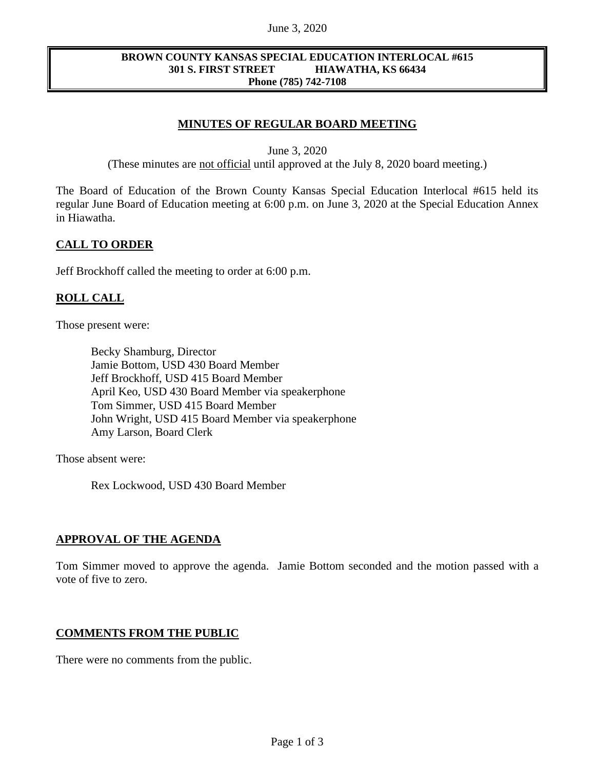**BROWN COUNTY KANSAS SPECIAL EDUCATION INTERLOCAL #615**
**301 S. FIRST STREET HIAWATHA, KS 66434**
**Phone (785) 742-7108**

# MINUTES OF REGULAR BOARD MEETING

June 3, 2020
(These minutes are not official until approved at the July 8, 2020 board meeting.)

The Board of Education of the Brown County Kansas Special Education Interlocal #615 held its regular June Board of Education meeting at 6:00 p.m. on June 3, 2020 at the Special Education Annex in Hiawatha.

## CALL TO ORDER

Jeff Brockhoff called the meeting to order at 6:00 p.m.

## ROLL CALL

Those present were:

Becky Shamburg, Director
Jamie Bottom, USD 430 Board Member
Jeff Brockhoff, USD 415 Board Member
April Keo, USD 430 Board Member via speakerphone
Tom Simmer, USD 415 Board Member
John Wright, USD 415 Board Member via speakerphone
Amy Larson, Board Clerk

Those absent were:

Rex Lockwood, USD 430 Board Member

## APPROVAL OF THE AGENDA

Tom Simmer moved to approve the agenda. Jamie Bottom seconded and the motion passed with a vote of five to zero.

## COMMENTS FROM THE PUBLIC

There were no comments from the public.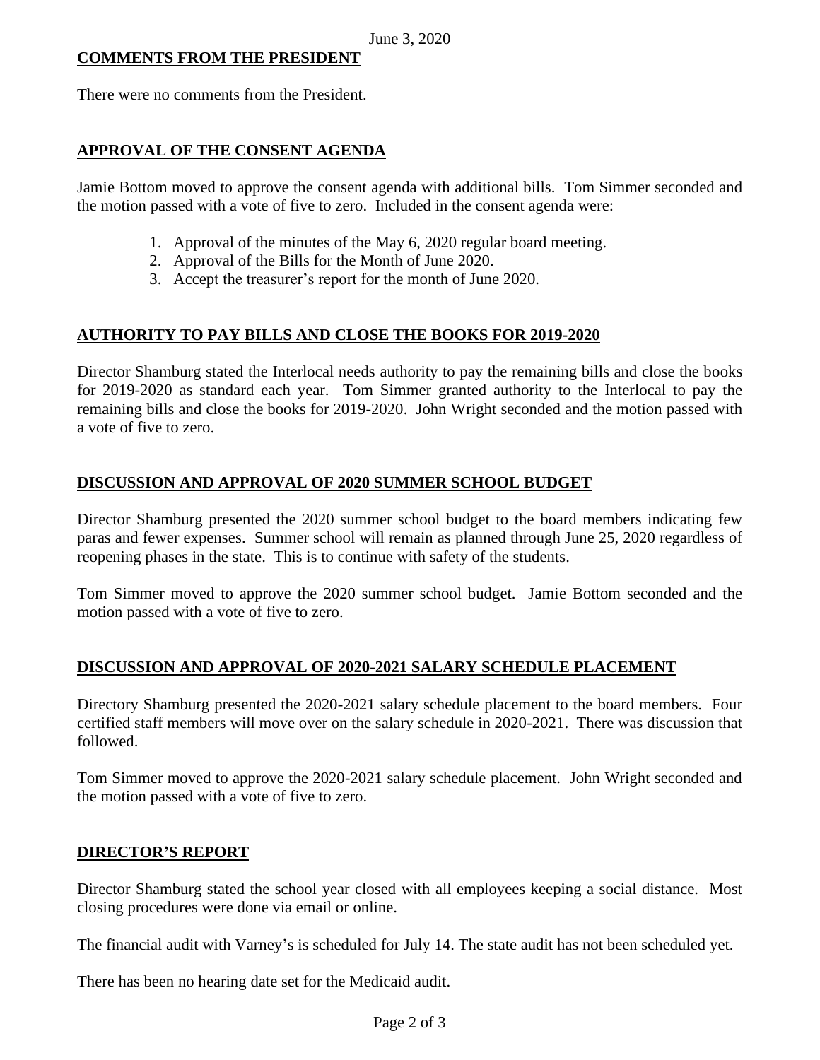## COMMENTS FROM THE PRESIDENT

There were no comments from the President.

## APPROVAL OF THE CONSENT AGENDA

Jamie Bottom moved to approve the consent agenda with additional bills. Tom Simmer seconded and the motion passed with a vote of five to zero. Included in the consent agenda were:

1. Approval of the minutes of the May 6, 2020 regular board meeting.
2. Approval of the Bills for the Month of June 2020.
3. Accept the treasurer's report for the month of June 2020.

## AUTHORITY TO PAY BILLS AND CLOSE THE BOOKS FOR 2019-2020

Director Shamburg stated the Interlocal needs authority to pay the remaining bills and close the books for 2019-2020 as standard each year. Tom Simmer granted authority to the Interlocal to pay the remaining bills and close the books for 2019-2020. John Wright seconded and the motion passed with a vote of five to zero.

## DISCUSSION AND APPROVAL OF 2020 SUMMER SCHOOL BUDGET

Director Shamburg presented the 2020 summer school budget to the board members indicating few paras and fewer expenses. Summer school will remain as planned through June 25, 2020 regardless of reopening phases in the state. This is to continue with safety of the students.

Tom Simmer moved to approve the 2020 summer school budget. Jamie Bottom seconded and the motion passed with a vote of five to zero.

## DISCUSSION AND APPROVAL OF 2020-2021 SALARY SCHEDULE PLACEMENT

Directory Shamburg presented the 2020-2021 salary schedule placement to the board members. Four certified staff members will move over on the salary schedule in 2020-2021. There was discussion that followed.

Tom Simmer moved to approve the 2020-2021 salary schedule placement. John Wright seconded and the motion passed with a vote of five to zero.

## DIRECTOR'S REPORT

Director Shamburg stated the school year closed with all employees keeping a social distance. Most closing procedures were done via email or online.

The financial audit with Varney's is scheduled for July 14. The state audit has not been scheduled yet.

There has been no hearing date set for the Medicaid audit.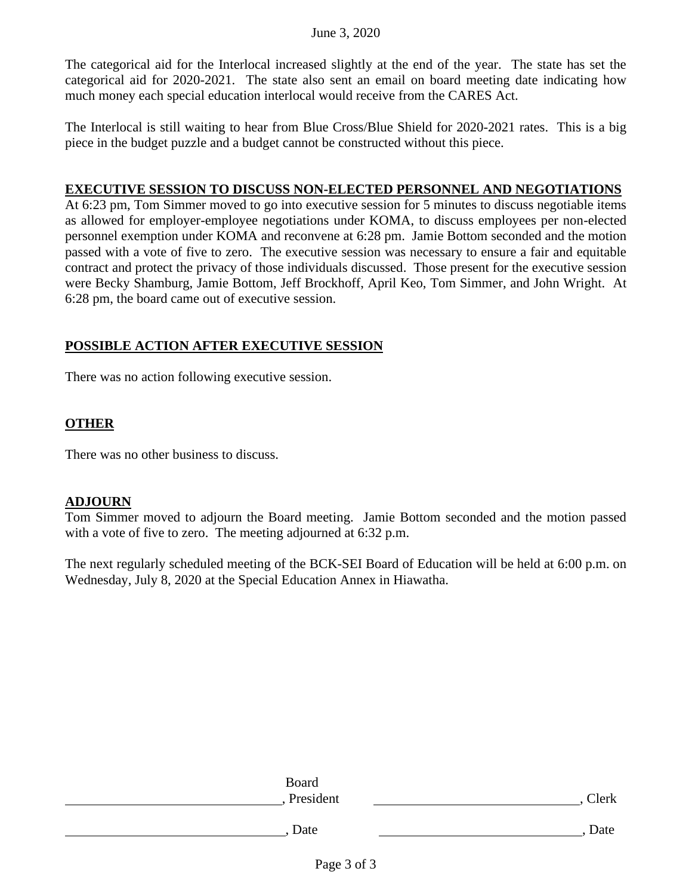The categorical aid for the Interlocal increased slightly at the end of the year. The state has set the categorical aid for 2020-2021. The state also sent an email on board meeting date indicating how much money each special education interlocal would receive from the CARES Act.

The Interlocal is still waiting to hear from Blue Cross/Blue Shield for 2020-2021 rates. This is a big piece in the budget puzzle and a budget cannot be constructed without this piece.

**EXECUTIVE SESSION TO DISCUSS NON-ELECTED PERSONNEL AND NEGOTIATIONS**

At 6:23 pm, Tom Simmer moved to go into executive session for 5 minutes to discuss negotiable items as allowed for employer-employee negotiations under KOMA, to discuss employees per non-elected personnel exemption under KOMA and reconvene at 6:28 pm. Jamie Bottom seconded and the motion passed with a vote of five to zero. The executive session was necessary to ensure a fair and equitable contract and protect the privacy of those individuals discussed. Those present for the executive session were Becky Shamburg, Jamie Bottom, Jeff Brockhoff, April Keo, Tom Simmer, and John Wright. At 6:28 pm, the board came out of executive session.

**POSSIBLE ACTION AFTER EXECUTIVE SESSION**

There was no action following executive session.

**OTHER**

There was no other business to discuss.

**ADJOURN**

Tom Simmer moved to adjourn the Board meeting. Jamie Bottom seconded and the motion passed with a vote of five to zero. The meeting adjourned at 6:32 p.m.

The next regularly scheduled meeting of the BCK-SEI Board of Education will be held at 6:00 p.m. on Wednesday, July 8, 2020 at the Special Education Annex in Hiawatha.

\_\_\_\_\_\_\_\_\_\_\_\_\_\_\_\_\_\_\_\_\_\_\_\_\_\_\_\_\_\_, Board President    \_\_\_\_\_\_\_\_\_\_\_\_\_\_\_\_\_\_\_\_\_\_\_\_\_\_\_\_\_\_, Clerk

\_\_\_\_\_\_\_\_\_\_\_\_\_\_\_\_\_\_\_\_\_\_\_\_\_\_\_\_\_\_, Date    \_\_\_\_\_\_\_\_\_\_\_\_\_\_\_\_\_\_\_\_\_\_\_\_\_\_\_\_\_\_, Date